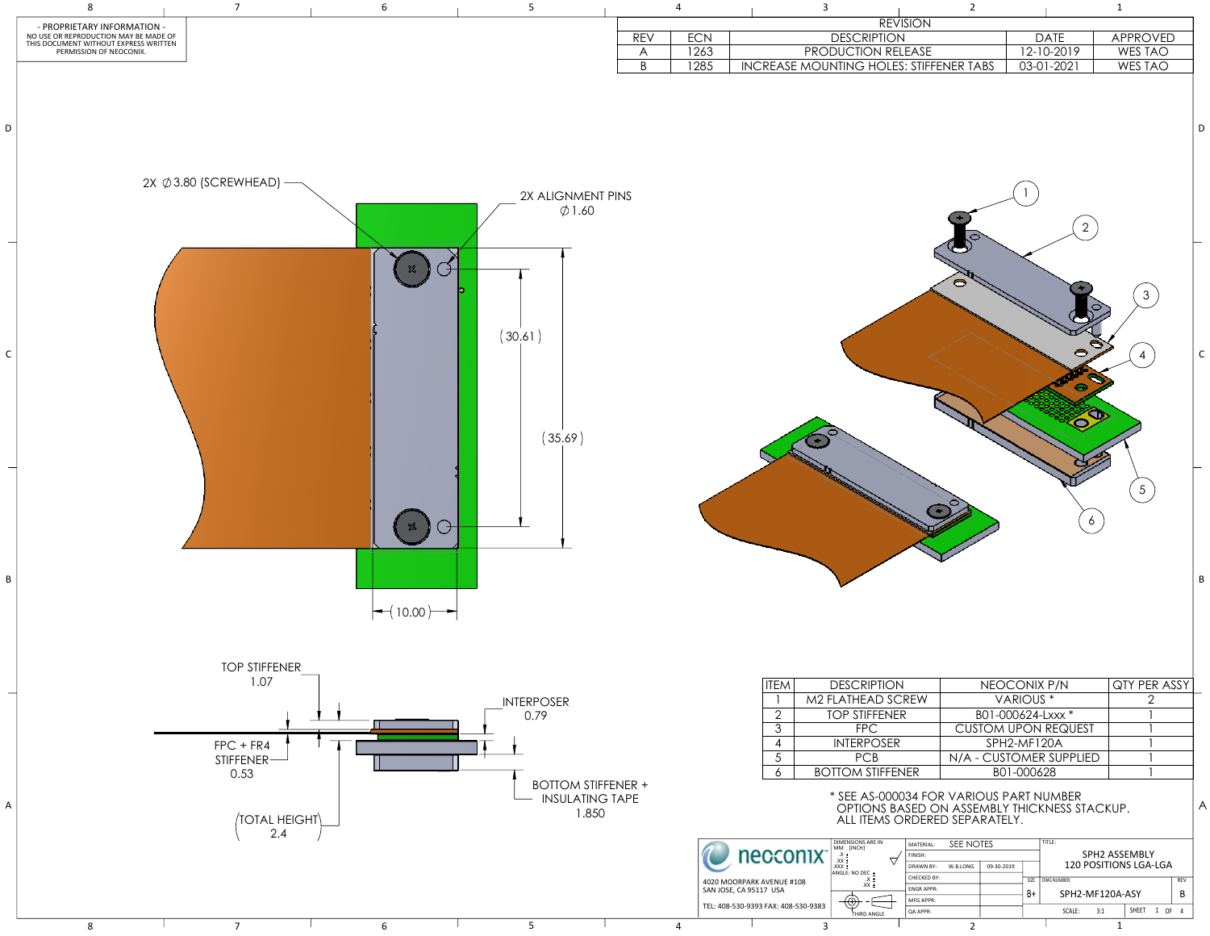- PROPRIETARY INFORMATION -
NO USE OR REPRODUCTION MAY BE MADE OF THIS DOCUMENT WITHOUT EXPRESS WRITTEN PERMISSION OF NEOCONIX.

| REVISION | | | | |
|---|---|---|---|---|
| REV | ECN | DESCRIPTION | DATE | APPROVED |
| A | 1263 | PRODUCTION RELEASE | 12-10-2019 | WES TAO |
| B | 1285 | INCREASE MOUNTING HOLES: STIFFENER TABS | 03-01-2021 | WES TAO |

2X ∅3.80 (SCREWHEAD)

2X ALIGNMENT PINS ∅1.60

(30.61)

(35.69)

(10.00)

TOP STIFFENER 1.07

INTERPOSER 0.79

FPC + FR4 STIFFENER 0.53

BOTTOM STIFFENER + INSULATING TAPE 1.850

TOTAL HEIGHT 2.4

| ITEM | DESCRIPTION | NEOCONIX P/N | QTY PER ASSY |
|---|---|---|---|
| 1 | M2 FLATHEAD SCREW | VARIOUS * | 2 |
| 2 | TOP STIFFENER | B01-000624-Lxxx * | 1 |
| 3 | FPC | CUSTOM UPON REQUEST | 1 |
| 4 | INTERPOSER | SPH2-MF120A | 1 |
| 5 | PCB | N/A - CUSTOMER SUPPLIED | 1 |
| 6 | BOTTOM STIFFENER | B01-000628 | 1 |

\* SEE AS-000034 FOR VARIOUS PART NUMBER OPTIONS BASED ON ASSEMBLY THICKNESS STACKUP. ALL ITEMS ORDERED SEPARATELY.

neoconix
4020 MOORPARK AVENUE #108
SAN JOSE, CA 95117 USA
TEL: 408-530-9393 FAX: 408-530-9383

DIMENSIONS ARE IN MM [INCH]
THIRD ANGLE

MATERIAL: SEE NOTES
DRAWN BY: W.B.LONG 09-30-2019

TITLE: SPH2 ASSEMBLY 120 POSITIONS LGA-LGA
SIZE: B+
DWG NUMBER: SPH2-MF120A-ASY
REV: B
SCALE: 3:1
SHEET 1 OF 4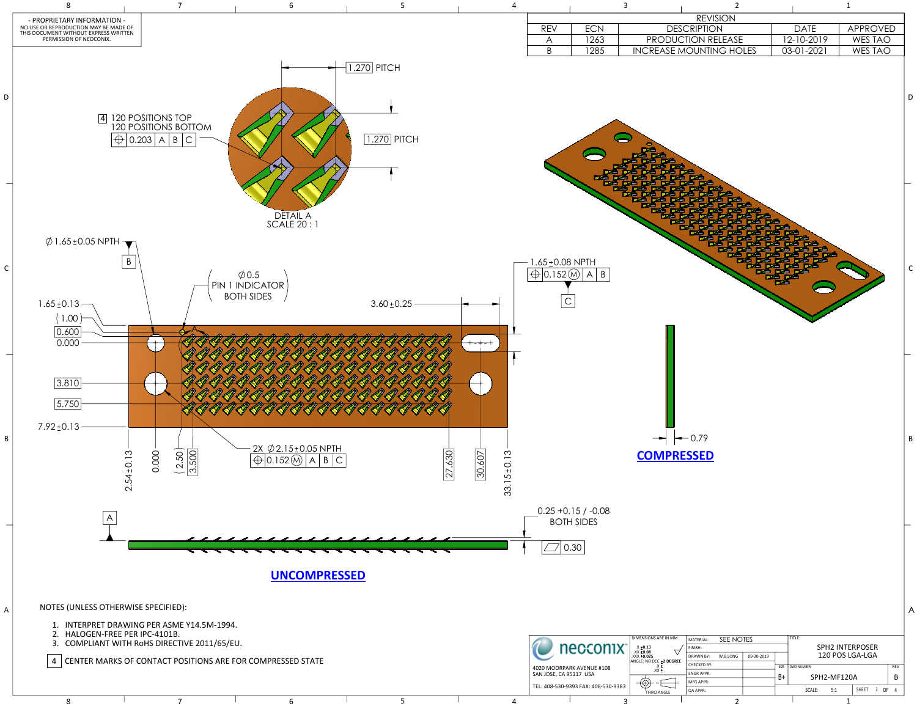- PROPRIETARY INFORMATION -
NO USE OR REPRODUCTION MAY BE MADE OF THIS DOCUMENT WITHOUT EXPRESS WRITTEN PERMISSION OF NEOCONIX.

| REVISION | | | | |
|---|---|---|---|---|
| REV | ECN | DESCRIPTION | DATE | APPROVED |
| A | 1263 | PRODUCTION RELEASE | 12-10-2019 | WES TAO |
| B | 1285 | INCREASE MOUNTING HOLES | 03-01-2021 | WES TAO |

1.270 PITCH

4 120 POSITIONS TOP
120 POSITIONS BOTTOM
⌖ 0.203 | A | B | C

1.270 PITCH

DETAIL A
SCALE 20 : 1

∅1.65±0.05 NPTH
B

∅0.5
PIN 1 INDICATOR
BOTH SIDES

1.65±0.08 NPTH
⌖ 0.152 Ⓜ | A | B
C

1.65±0.13
(1.00)
0.600
0.000
3.810
5.750
7.92±0.13

3.60±0.25

2X ∅2.15±0.05 NPTH
⌖ 0.152 Ⓜ | A | B | C

2.54±0.13 | 0.000 | (2.50) | 3.500 | 27.630 | 30.607 | 33.15±0.13

0.79

**COMPRESSED**

A

0.25 +0.15 / -0.08
BOTH SIDES

⏥ 0.30

**UNCOMPRESSED**

NOTES (UNLESS OTHERWISE SPECIFIED):

1. INTERPRET DRAWING PER ASME Y14.5M-1994.
2. HALOGEN-FREE PER IPC-4101B.
3. COMPLIANT WITH RoHS DIRECTIVE 2011/65/EU.

4 CENTER MARKS OF CONTACT POSITIONS ARE FOR COMPRESSED STATE

neoconix
4020 MOORPARK AVENUE #108
SAN JOSE, CA 95117 USA
TEL: 408-530-9393 FAX: 408-530-9383

DIMENSIONS ARE IN MM
.X ±0.13
.XX ±0.08
.XXX ±0.025
ANGLE: NO DEC ±2 DEGREE
.X ±
.XX ±
THIRD ANGLE

| | | |
|---|---|---|
| MATERIAL: | SEE NOTES | |
| FINISH: | | |
| DRAWN BY: | W.B.LONG | 09-30-2019 |
| CHECKED BY: | | |
| ENGR APPR: | | |
| MFG APPR: | | |
| QA APPR: | | |

TITLE: SPH2 INTERPOSER 120 POS LGA-LGA
SIZE: B+
DWG NUMBER: SPH2-MF120A
REV: B
SCALE: 5:1
SHEET 2 OF 4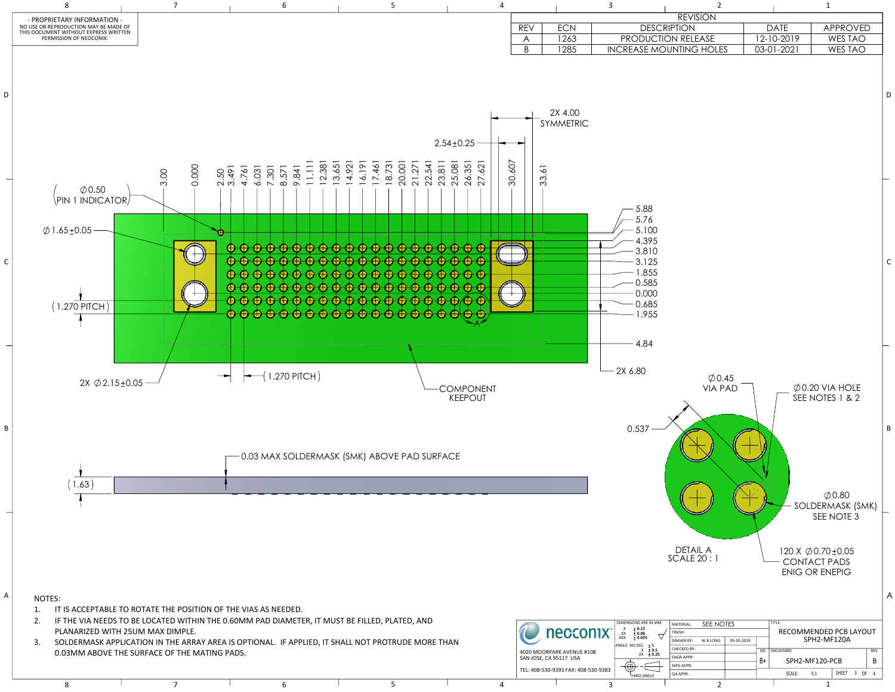- PROPRIETARY INFORMATION -
NO USE OR REPRODUCTION MAY BE MADE OF THIS DOCUMENT WITHOUT EXPRESS WRITTEN PERMISSION OF NEOCONIX.

| REVISION | | | | |
|---|---|---|---|---|
| REV | ECN | DESCRIPTION | DATE | APPROVED |
| A | 1263 | PRODUCTION RELEASE | 12-10-2019 | WES TAO |
| B | 1285 | INCREASE MOUNTING HOLES | 03-01-2021 | WES TAO |

2X 4.00 SYMMETRIC

2.54±0.25

3.00, 0.000, 2.50, 3.491, 4.761, 6.031, 7.301, 8.571, 9.841, 11.111, 12.381, 13.651, 14.921, 16.191, 17.461, 18.731, 20.001, 21.271, 22.541, 23.811, 25.081, 26.351, 27.621, 30.607, 33.61

Ø0.50 (PIN 1 INDICATOR)

Ø1.65±0.05

(1.270 PITCH)

2X Ø2.15±0.05

(1.270 PITCH)

COMPONENT KEEPOUT

5.88, 5.76, 5.100, 4.395, 3.810, 3.125, 1.855, 0.585, 0.000, 0.685, 1.955, 4.84, 2X 6.80

A

0.03 MAX SOLDERMASK (SMK) ABOVE PAD SURFACE

(1.63)

Ø0.45 VIA PAD

Ø0.20 VIA HOLE SEE NOTES 1 & 2

0.537

Ø0.80 SOLDERMASK (SMK) SEE NOTE 3

DETAIL A
SCALE 20 : 1

120 X Ø0.70±0.05 CONTACT PADS ENIG OR ENEPIG

NOTES:

1. IT IS ACCEPTABLE TO ROTATE THE POSITION OF THE VIAS AS NEEDED.
2. IF THE VIA NEEDS TO BE LOCATED WITHIN THE 0.60MM PAD DIAMETER, IT MUST BE FILLED, PLATED, AND PLANARIZED WITH 25UM MAX DIMPLE.
3. SOLDERMASK APPLICATION IN THE ARRAY AREA IS OPTIONAL. IF APPLIED, IT SHALL NOT PROTRUDE MORE THAN 0.03MM ABOVE THE SURFACE OF THE MATING PADS.

neoconix
4020 MOORPARK AVENUE #108
SAN JOSE, CA 95117 USA
TEL: 408-530-9393 FAX: 408-530-9383

DIMENSIONS ARE IN MM
.X ± 0.13
.XX ± 0.08
.XXX ± 0.025
ANGLE: NO DEC ± 1
.X ± 0.5
.XX ± 0.25
THIRD ANGLE

| | | |
|---|---|---|
| MATERIAL: | SEE NOTES | |
| FINISH: | | |
| DRAWN BY: | W.B.LONG | 09-30-2019 |
| CHECKED BY: | | |
| ENGR APPR: | | |
| MFG APPR: | | |
| QA APPR: | | |

TITLE: RECOMMENDED PCB LAYOUT SPH2-MF120A

SIZE: B+ | DWG NUMBER: SPH2-MF120-PCB | REV: B

SCALE: 5:1 | SHEET 3 OF 4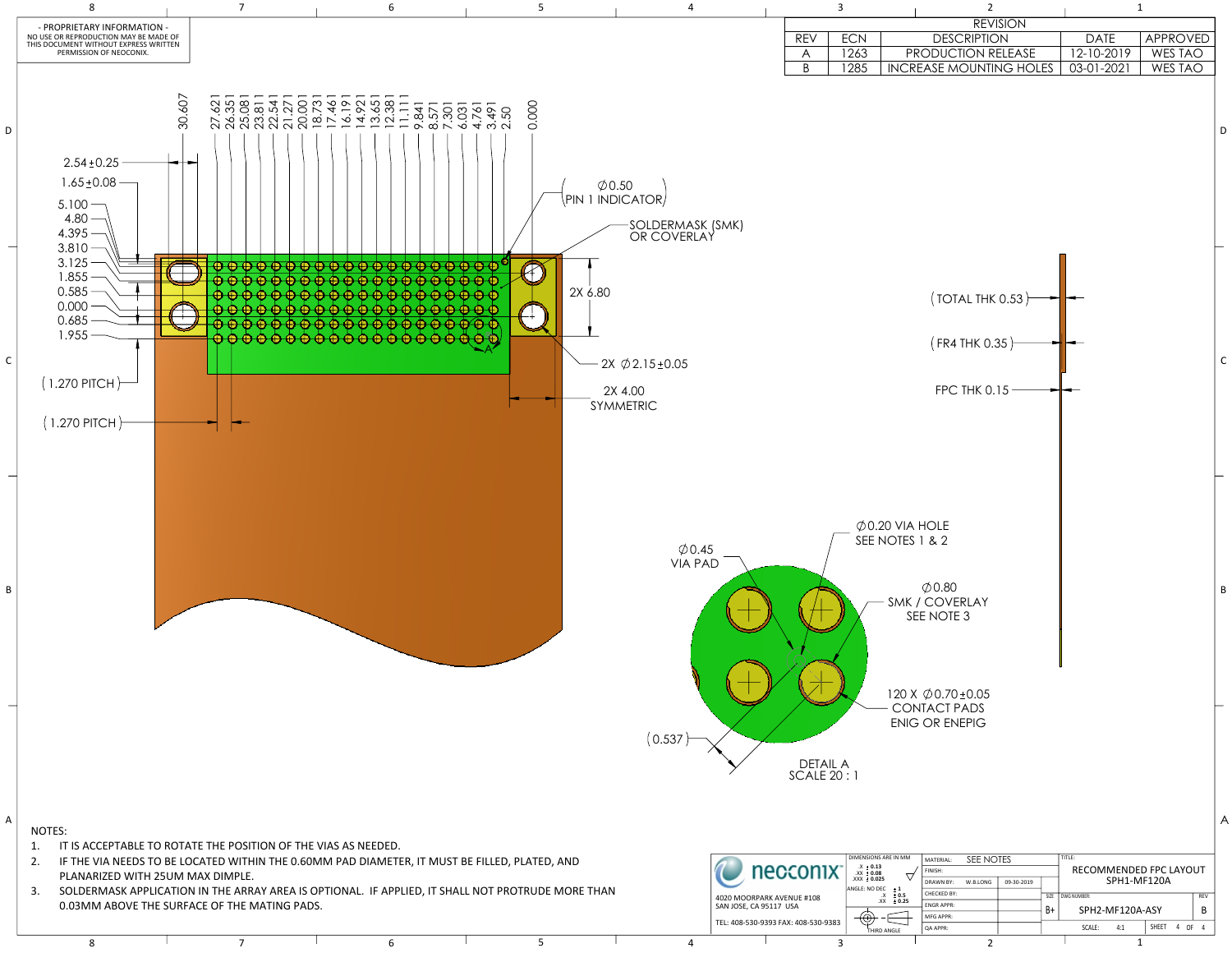- PROPRIETARY INFORMATION -
NO USE OR REPRODUCTION MAY BE MADE OF THIS DOCUMENT WITHOUT EXPRESS WRITTEN PERMISSION OF NEOCONIX.

| REVISION | | | | |
|---|---|---|---|---|
| REV | ECN | DESCRIPTION | DATE | APPROVED |
| A | 1263 | PRODUCTION RELEASE | 12-10-2019 | WES TAO |
| B | 1285 | INCREASE MOUNTING HOLES | 03-01-2021 | WES TAO |

30.607
27.621
26.351
25.081
23.811
22.541
21.271
20.001
18.731
17.461
16.191
14.921
13.651
12.381
11.111
9.841
8.571
7.301
6.031
4.761
3.491
2.50
0.000

2.54±0.25
1.65±0.08
5.100
4.80
4.395
3.810
3.125
1.855
0.585
0.000
0.685
1.955
(1.270 PITCH)
(1.270 PITCH)

∅0.50
(PIN 1 INDICATOR)

SOLDERMASK (SMK) OR COVERLAY

2X 6.80

2X ∅2.15±0.05

2X 4.00
SYMMETRIC

A

(TOTAL THK 0.53)
(FR4 THK 0.35)
FPC THK 0.15

∅0.20 VIA HOLE
SEE NOTES 1 & 2

∅0.45
VIA PAD

∅0.80
SMK / COVERLAY
SEE NOTE 3

120 X ∅0.70±0.05
CONTACT PADS
ENIG OR ENEPIG

(0.537)

DETAIL A
SCALE 20 : 1

NOTES:

1. IT IS ACCEPTABLE TO ROTATE THE POSITION OF THE VIAS AS NEEDED.
2. IF THE VIA NEEDS TO BE LOCATED WITHIN THE 0.60MM PAD DIAMETER, IT MUST BE FILLED, PLATED, AND PLANARIZED WITH 25UM MAX DIMPLE.
3. SOLDERMASK APPLICATION IN THE ARRAY AREA IS OPTIONAL. IF APPLIED, IT SHALL NOT PROTRUDE MORE THAN 0.03MM ABOVE THE SURFACE OF THE MATING PADS.

neoconix
4020 MOORPARK AVENUE #108
SAN JOSE, CA 95117 USA
TEL: 408-530-9393 FAX: 408-530-9383

DIMENSIONS ARE IN MM
.X ± 0.13
.XX ± 0.08
.XXX ± 0.025
ANGLE: NO DEC ± 1
.X ± 0.5
.XX ± 0.25
THIRD ANGLE

| | | |
|---|---|---|
| MATERIAL: | SEE NOTES | |
| FINISH: | | |
| DRAWN BY: | W.B.LONG | 09-30-2019 |
| CHECKED BY: | | |
| ENGR APPR: | | |
| MFG APPR: | | |
| QA APPR: | | |

TITLE: RECOMMENDED FPC LAYOUT SPH1-MF120A

SIZE: B+
DWG NUMBER: SPH2-MF120A-ASY
REV: B
SCALE: 4:1
SHEET 4 OF 4